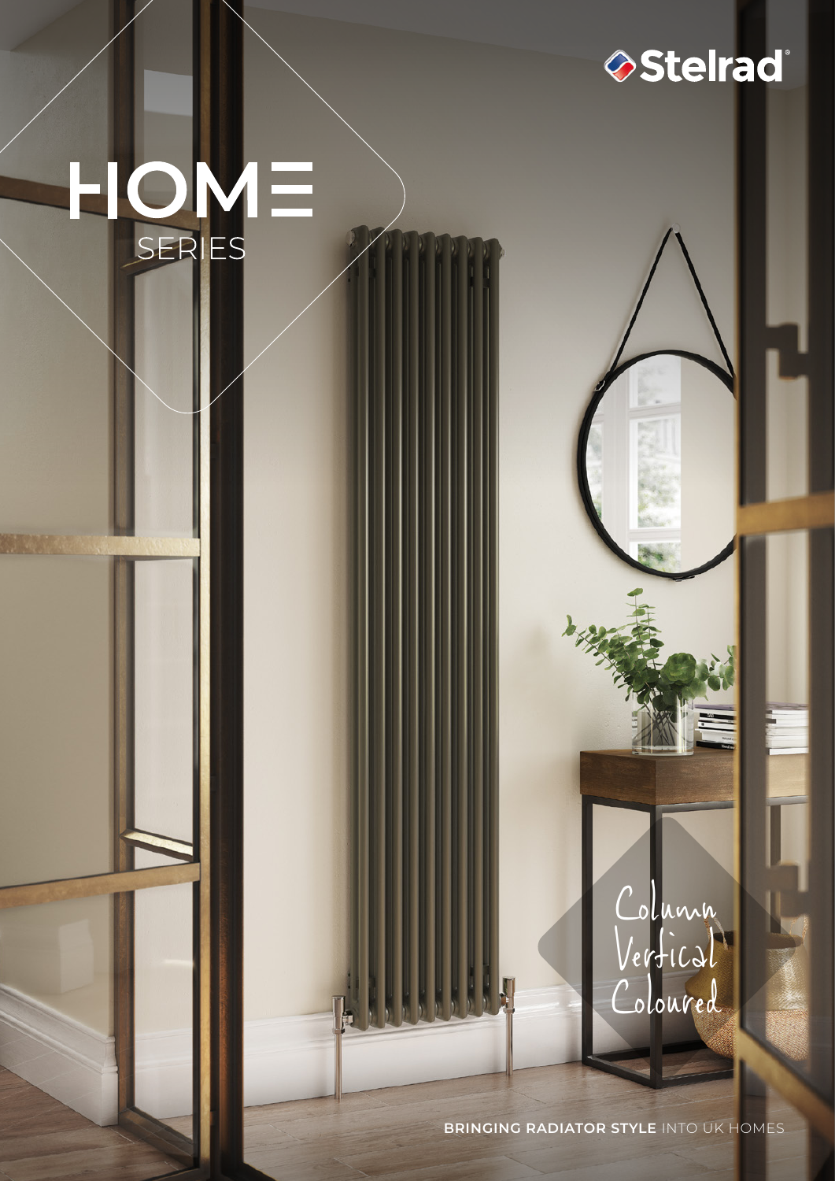Stelrad

# HOME

SERIES

Column
Vertical
Coloured

**BRINGING RADIATOR STYLE** INTO UK HOMES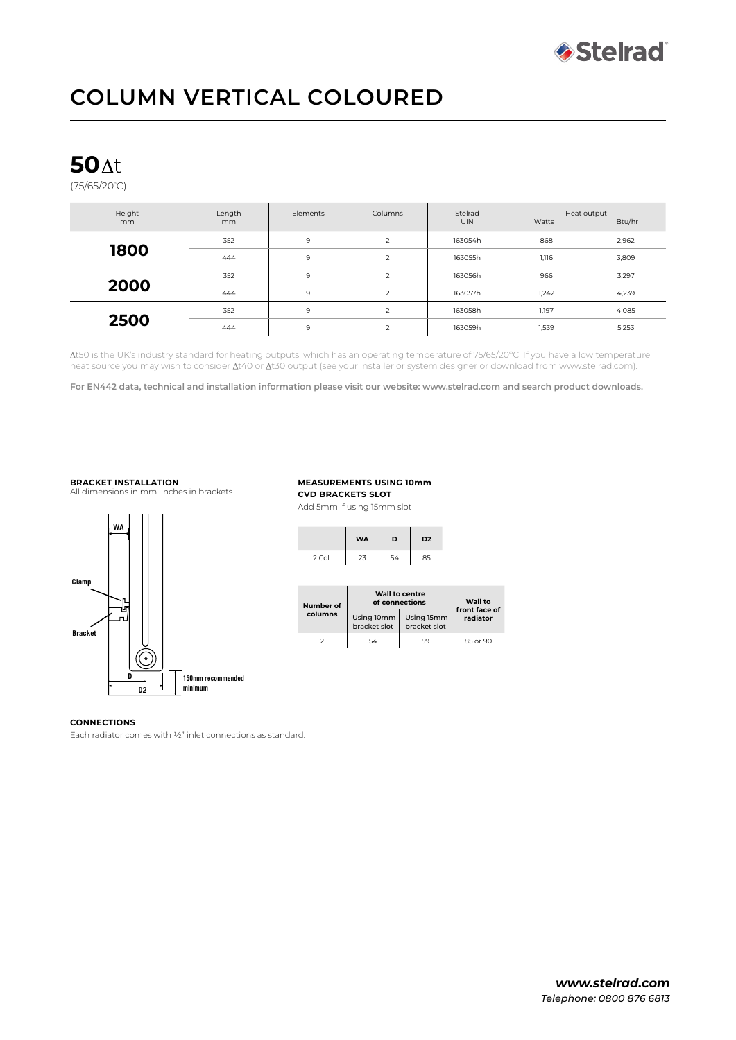# COLUMN VERTICAL COLOURED

## 50Δt

(75/65/20°C)

| Height mm | Length mm | Elements | Columns | Stelrad UIN | Heat output Watts | Heat output Btu/hr |
|---|---|---|---|---|---|---|
| **1800** | 352 | 9 | 2 | 163054h | 868 | 2,962 |
| | 444 | 9 | 2 | 163055h | 1,116 | 3,809 |
| **2000** | 352 | 9 | 2 | 163056h | 966 | 3,297 |
| | 444 | 9 | 2 | 163057h | 1,242 | 4,239 |
| **2500** | 352 | 9 | 2 | 163058h | 1,197 | 4,085 |
| | 444 | 9 | 2 | 163059h | 1,539 | 5,253 |

Δt50 is the UK's industry standard for heating outputs, which has an operating temperature of 75/65/20°C. If you have a low temperature heat source you may wish to consider Δt40 or Δt30 output (see your installer or system designer or download from www.stelrad.com).

**For EN442 data, technical and installation information please visit our website: www.stelrad.com and search product downloads.**

**BRACKET INSTALLATION**

All dimensions in mm. Inches in brackets.

WA

Clamp

Bracket

D

D2

150mm recommended minimum

**MEASUREMENTS USING 10mm CVD BRACKETS SLOT**

Add 5mm if using 15mm slot

| | WA | D | D2 |
|---|---|---|---|
| 2 Col | 23 | 54 | 85 |

| Number of columns | Wall to centre of connections | | Wall to front face of radiator |
|---|---|---|---|
| | Using 10mm bracket slot | Using 15mm bracket slot | |
| 2 | 54 | 59 | 85 or 90 |

**CONNECTIONS**

Each radiator comes with ½" inlet connections as standard.

***www.stelrad.com***

*Telephone: 0800 876 6813*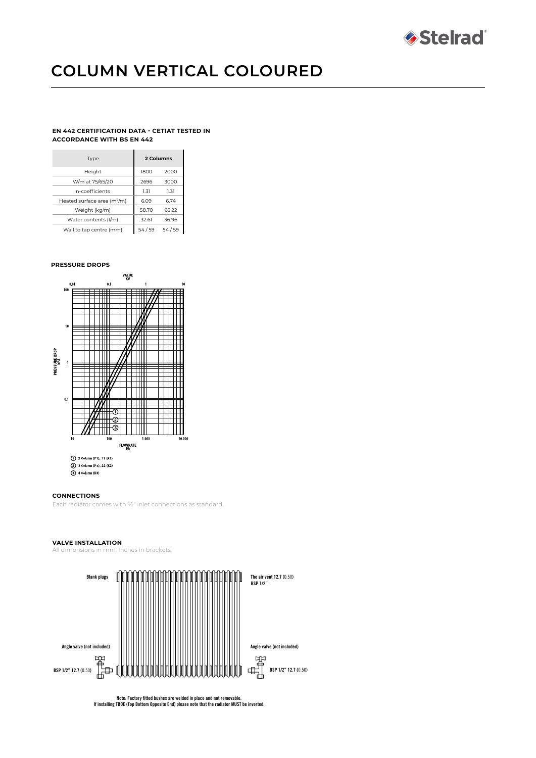# COLUMN VERTICAL COLOURED

### EN 442 CERTIFICATION DATA - CETIAT TESTED IN ACCORDANCE WITH BS EN 442

| Type | 2 Columns | |
|---|---|---|
| Height | 1800 | 2000 |
| W/m at 75/65/20 | 2696 | 3000 |
| n-coefficients | 1.31 | 1.31 |
| Heated surface area ($m^2$/m) | 6.09 | 6.74 |
| Weight (kg/m) | 58.70 | 65.22 |
| Water contents (l/m) | 32.61 | 36.96 |
| Wall to tap centre (mm) | 54 / 59 | 54 / 59 |

### PRESSURE DROPS

VALUE KV

0,01 0,1 1 10

PRESSURE DROP KPA

100 10 1 0,1

FLOWRATE l/h

10 100 1,000 10,000

① 2 Column (P1), 11 (K1)
② 3 Column (Pe), 22 (K2)
③ 4 Column (K3)

### CONNECTIONS

Each radiator comes with ½" inlet connections as standard.

### VALVE INSTALLATION

All dimensions in mm. Inches in brackets.

Blank plugs

The air vent 12.7 (0.50) BSP 1/2"

Angle valve (not included)

Angle valve (not included)

BSP 1/2" 12.7 (0.50)

BSP 1/2" 12.7 (0.50)

Note: Factory fitted bushes are welded in place and not removable.
If installing TBOE (Top Bottom Opposite End) please note that the radiator MUST be inverted.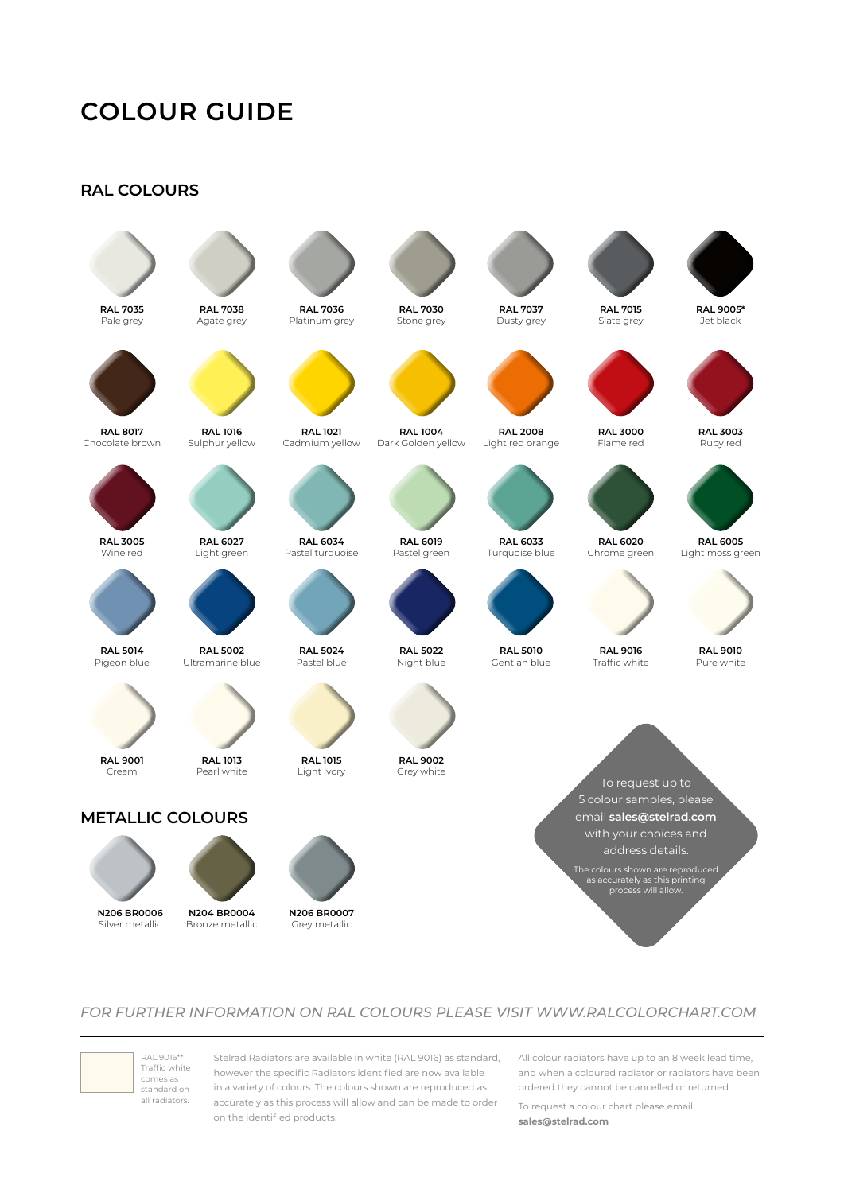# COLOUR GUIDE

## RAL COLOURS

**RAL 7035**
Pale grey

**RAL 7038**
Agate grey

**RAL 7036**
Platinum grey

**RAL 7030**
Stone grey

**RAL 7037**
Dusty grey

**RAL 7015**
Slate grey

**RAL 9005***
Jet black

**RAL 8017**
Chocolate brown

**RAL 1016**
Sulphur yellow

**RAL 1021**
Cadmium yellow

**RAL 1004**
Dark Golden yellow

**RAL 2008**
Light red orange

**RAL 3000**
Flame red

**RAL 3003**
Ruby red

**RAL 3005**
Wine red

**RAL 6027**
Light green

**RAL 6034**
Pastel turquoise

**RAL 6019**
Pastel green

**RAL 6033**
Turquoise blue

**RAL 6020**
Chrome green

**RAL 6005**
Light moss green

**RAL 5014**
Pigeon blue

**RAL 5002**
Ultramarine blue

**RAL 5024**
Pastel blue

**RAL 5022**
Night blue

**RAL 5010**
Gentian blue

**RAL 9016**
Traffic white

**RAL 9010**
Pure white

**RAL 9001**
Cream

**RAL 1013**
Pearl white

**RAL 1015**
Light ivory

**RAL 9002**
Grey white

## METALLIC COLOURS

**N206 BR0006**
Silver metallic

**N204 BR0004**
Bronze metallic

**N206 BR0007**
Grey metallic

To request up to 5 colour samples, please email **sales@stelrad.com** with your choices and address details.

The colours shown are reproduced as accurately as this printing process will allow.

*FOR FURTHER INFORMATION ON RAL COLOURS PLEASE VISIT WWW.RALCOLORCHART.COM*

RAL 9016** Traffic white comes as standard on all radiators.

Stelrad Radiators are available in white (RAL 9016) as standard, however the specific Radiators identified are now available in a variety of colours. The colours shown are reproduced as accurately as this process will allow and can be made to order on the identified products.

All colour radiators have up to an 8 week lead time, and when a coloured radiator or radiators have been ordered they cannot be cancelled or returned.

To request a colour chart please email **sales@stelrad.com**